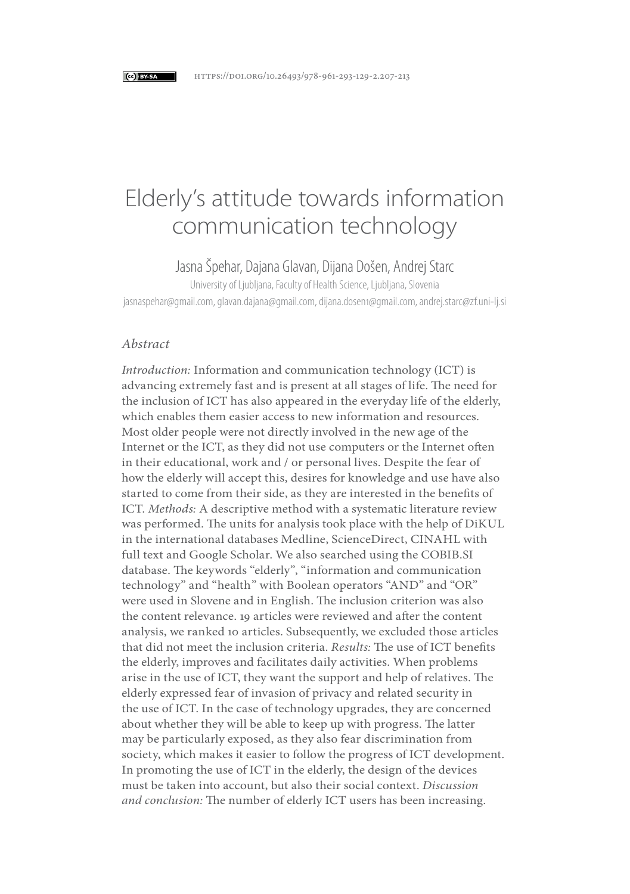CC BY-SA https://doi.org/10.26493/978-961-293-129-2.207-213

# Elderly's attitude towards information communication technology

Jasna Špehar, Dajana Glavan, Dijana Došen, Andrej Starc

University of Ljubljana, Faculty of Health Science, Ljubljana, Slovenia

jasnaspehar@gmail.com, glavan.dajana@gmail.com, dijana.dosen1@gmail.com, andrej.starc@zf.uni-lj.si

## *Abstract*

*Introduction:* Information and communication technology (ICT) is advancing extremely fast and is present at all stages of life. The need for the inclusion of ICT has also appeared in the everyday life of the elderly, which enables them easier access to new information and resources. Most older people were not directly involved in the new age of the Internet or the ICT, as they did not use computers or the Internet often in their educational, work and / or personal lives. Despite the fear of how the elderly will accept this, desires for knowledge and use have also started to come from their side, as they are interested in the benefits of ICT. *Methods:* A descriptive method with a systematic literature review was performed. The units for analysis took place with the help of DiKUL in the international databases Medline, ScienceDirect, CINAHL with full text and Google Scholar. We also searched using the COBIB.SI database. The keywords "elderly", "information and communication technology" and "health" with Boolean operators "AND" and "OR" were used in Slovene and in English. The inclusion criterion was also the content relevance. 19 articles were reviewed and after the content analysis, we ranked 10 articles. Subsequently, we excluded those articles that did not meet the inclusion criteria. *Results:* The use of ICT benefits the elderly, improves and facilitates daily activities. When problems arise in the use of ICT, they want the support and help of relatives. The elderly expressed fear of invasion of privacy and related security in the use of ICT. In the case of technology upgrades, they are concerned about whether they will be able to keep up with progress. The latter may be particularly exposed, as they also fear discrimination from society, which makes it easier to follow the progress of ICT development. In promoting the use of ICT in the elderly, the design of the devices must be taken into account, but also their social context. *Discussion and conclusion:* The number of elderly ICT users has been increasing.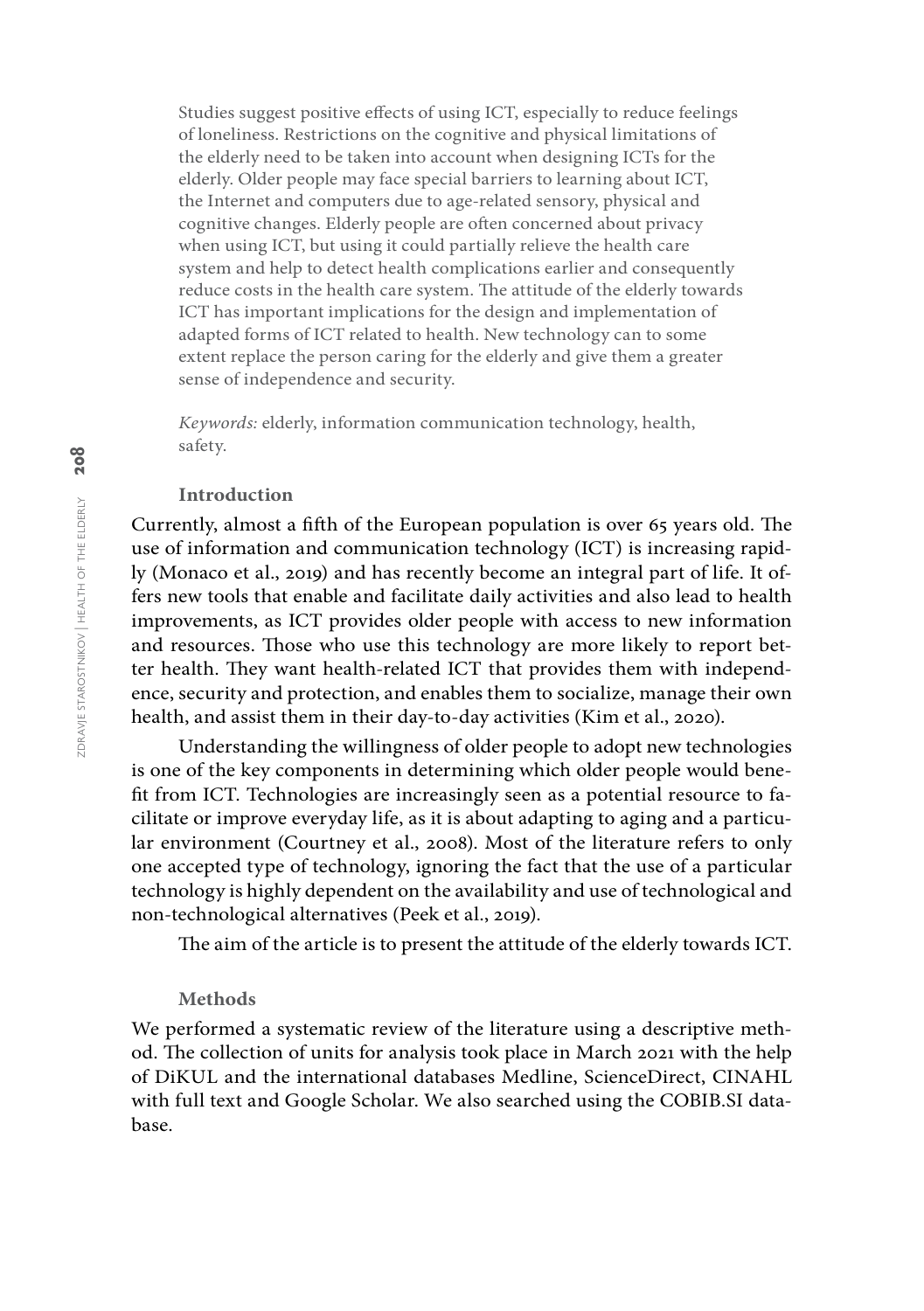Studies suggest positive effects of using ICT, especially to reduce feelings of loneliness. Restrictions on the cognitive and physical limitations of the elderly need to be taken into account when designing ICTs for the elderly. Older people may face special barriers to learning about ICT, the Internet and computers due to age-related sensory, physical and cognitive changes. Elderly people are often concerned about privacy when using ICT, but using it could partially relieve the health care system and help to detect health complications earlier and consequently reduce costs in the health care system. The attitude of the elderly towards ICT has important implications for the design and implementation of adapted forms of ICT related to health. New technology can to some extent replace the person caring for the elderly and give them a greater sense of independence and security.

*Keywords:* elderly, information communication technology, health, safety.

## Introduction

Currently, almost a fifth of the European population is over 65 years old. The use of information and communication technology (ICT) is increasing rapidly (Monaco et al., 2019) and has recently become an integral part of life. It offers new tools that enable and facilitate daily activities and also lead to health improvements, as ICT provides older people with access to new information and resources. Those who use this technology are more likely to report better health. They want health-related ICT that provides them with independence, security and protection, and enables them to socialize, manage their own health, and assist them in their day-to-day activities (Kim et al., 2020).

Understanding the willingness of older people to adopt new technologies is one of the key components in determining which older people would benefit from ICT. Technologies are increasingly seen as a potential resource to facilitate or improve everyday life, as it is about adapting to aging and a particular environment (Courtney et al., 2008). Most of the literature refers to only one accepted type of technology, ignoring the fact that the use of a particular technology is highly dependent on the availability and use of technological and non-technological alternatives (Peek et al., 2019).

The aim of the article is to present the attitude of the elderly towards ICT.

## Methods

We performed a systematic review of the literature using a descriptive method. The collection of units for analysis took place in March 2021 with the help of DiKUL and the international databases Medline, ScienceDirect, CINAHL with full text and Google Scholar. We also searched using the COBIB.SI database.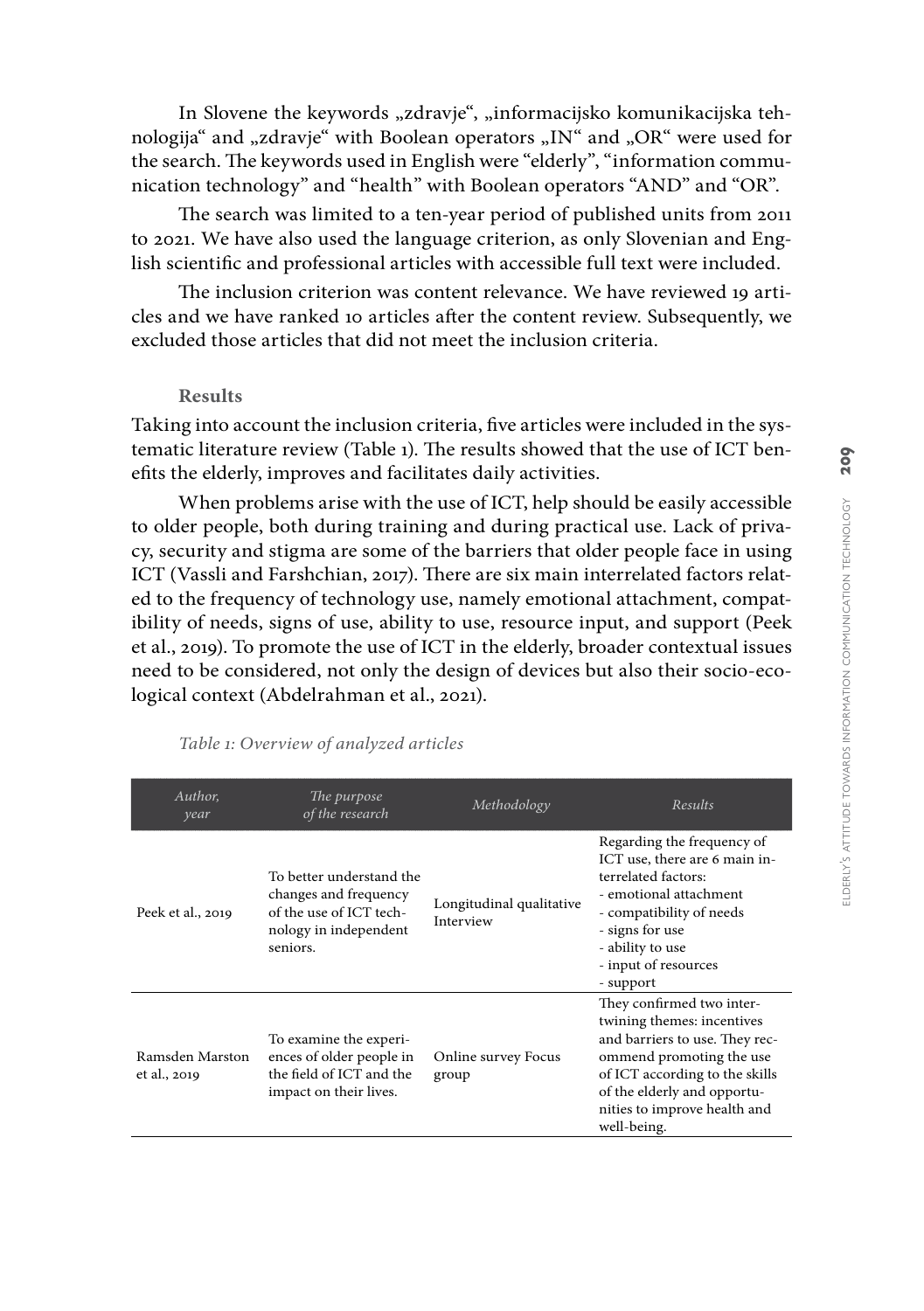In Slovene the keywords „zdravje", „informacijsko komunikacijska tehnologija" and „zdravje" with Boolean operators „IN" and „OR" were used for the search. The keywords used in English were "elderly", "information communication technology" and "health" with Boolean operators "AND" and "OR".

The search was limited to a ten-year period of published units from 2011 to 2021. We have also used the language criterion, as only Slovenian and English scientific and professional articles with accessible full text were included.

The inclusion criterion was content relevance. We have reviewed 19 articles and we have ranked 10 articles after the content review. Subsequently, we excluded those articles that did not meet the inclusion criteria.

### Results

Taking into account the inclusion criteria, five articles were included in the systematic literature review (Table 1). The results showed that the use of ICT benefits the elderly, improves and facilitates daily activities.

When problems arise with the use of ICT, help should be easily accessible to older people, both during training and during practical use. Lack of privacy, security and stigma are some of the barriers that older people face in using ICT (Vassli and Farshchian, 2017). There are six main interrelated factors related to the frequency of technology use, namely emotional attachment, compatibility of needs, signs of use, ability to use, resource input, and support (Peek et al., 2019). To promote the use of ICT in the elderly, broader contextual issues need to be considered, not only the design of devices but also their socio-ecological context (Abdelrahman et al., 2021).

*Table 1: Overview of analyzed articles*

| *Author, year* | *The purpose of the research* | *Methodology* | *Results* |
|---|---|---|---|
| Peek et al., 2019 | To better understand the changes and frequency of the use of ICT technology in independent seniors. | Longitudinal qualitative Interview | Regarding the frequency of ICT use, there are 6 main interrelated factors: - emotional attachment - compatibility of needs - signs for use - ability to use - input of resources - support |
| Ramsden Marston et al., 2019 | To examine the experiences of older people in the field of ICT and the impact on their lives. | Online survey Focus group | They confirmed two intertwining themes: incentives and barriers to use. They recommend promoting the use of ICT according to the skills of the elderly and opportunities to improve health and well-being. |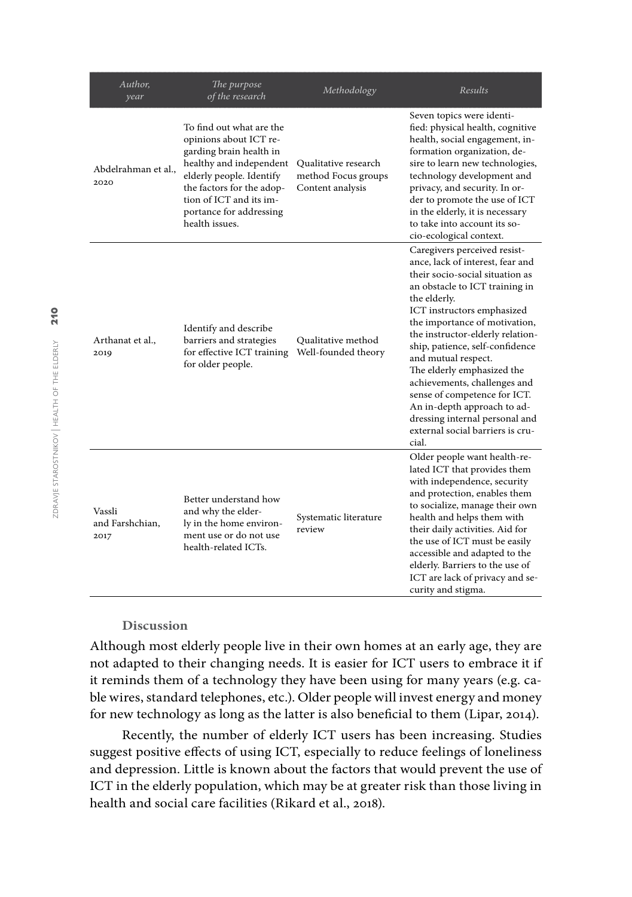| *Author, year* | *The purpose of the research* | *Methodology* | *Results* |
|---|---|---|---|
| Abdelrahman et al., 2020 | To find out what are the opinions about ICT regarding brain health in healthy and independent elderly people. Identify the factors for the adoption of ICT and its importance for addressing health issues. | Qualitative research method Focus groups Content analysis | Seven topics were identified: physical health, cognitive health, social engagement, information organization, desire to learn new technologies, technology development and privacy, and security. In order to promote the use of ICT in the elderly, it is necessary to take into account its socio-ecological context. |
| Arthanat et al., 2019 | Identify and describe barriers and strategies for effective ICT training for older people. | Qualitative method Well-founded theory | Caregivers perceived resistance, lack of interest, fear and their socio-social situation as an obstacle to ICT training in the elderly. ICT instructors emphasized the importance of motivation, the instructor-elderly relationship, patience, self-confidence and mutual respect. The elderly emphasized the achievements, challenges and sense of competence for ICT. An in-depth approach to addressing internal personal and external social barriers is crucial. |
| Vassli and Farshchian, 2017 | Better understand how and why the elderly in the home environment use or do not use health-related ICTs. | Systematic literature review | Older people want health-related ICT that provides them with independence, security and protection, enables them to socialize, manage their own health and helps them with their daily activities. Aid for the use of ICT must be easily accessible and adapted to the elderly. Barriers to the use of ICT are lack of privacy and security and stigma. |

### Discussion

Although most elderly people live in their own homes at an early age, they are not adapted to their changing needs. It is easier for ICT users to embrace it if it reminds them of a technology they have been using for many years (e.g. cable wires, standard telephones, etc.). Older people will invest energy and money for new technology as long as the latter is also beneficial to them (Lipar, 2014).

Recently, the number of elderly ICT users has been increasing. Studies suggest positive effects of using ICT, especially to reduce feelings of loneliness and depression. Little is known about the factors that would prevent the use of ICT in the elderly population, which may be at greater risk than those living in health and social care facilities (Rikard et al., 2018).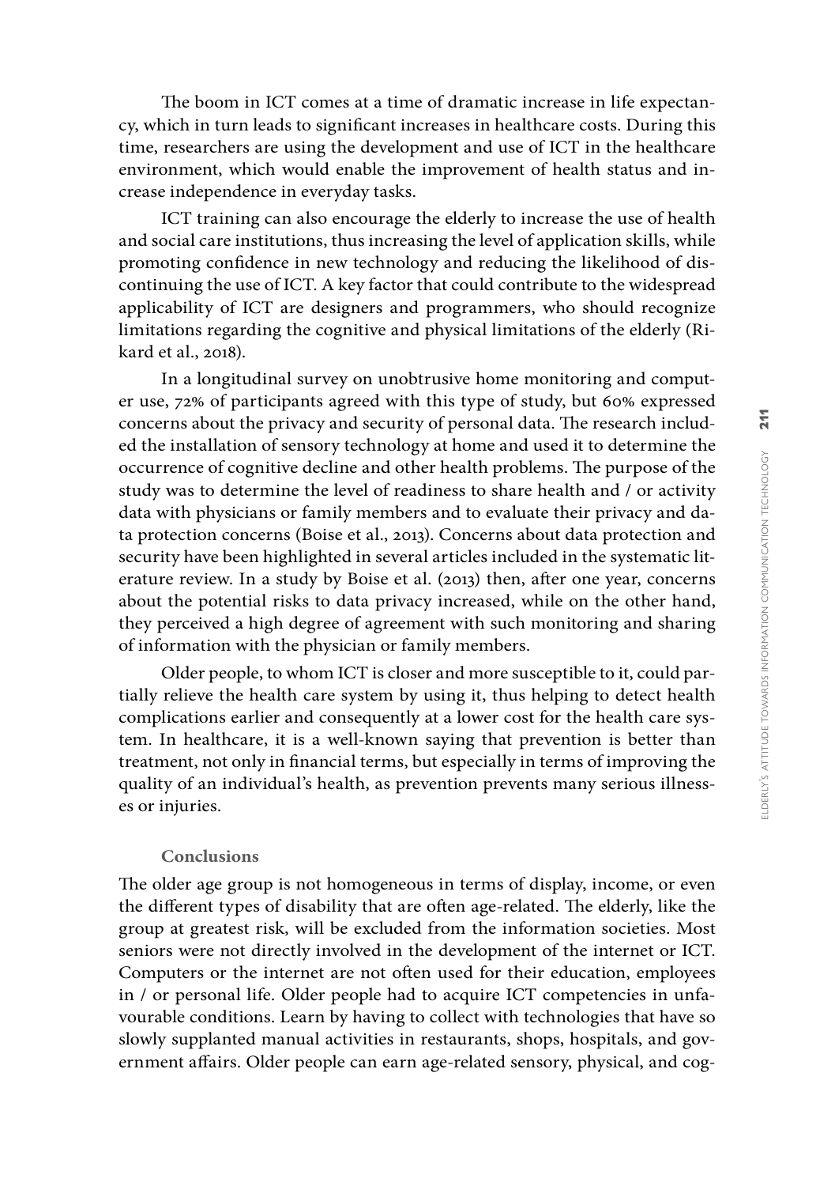The boom in ICT comes at a time of dramatic increase in life expectancy, which in turn leads to significant increases in healthcare costs. During this time, researchers are using the development and use of ICT in the healthcare environment, which would enable the improvement of health status and increase independence in everyday tasks.

ICT training can also encourage the elderly to increase the use of health and social care institutions, thus increasing the level of application skills, while promoting confidence in new technology and reducing the likelihood of discontinuing the use of ICT. A key factor that could contribute to the widespread applicability of ICT are designers and programmers, who should recognize limitations regarding the cognitive and physical limitations of the elderly (Rikard et al., 2018).

In a longitudinal survey on unobtrusive home monitoring and computer use, 72% of participants agreed with this type of study, but 60% expressed concerns about the privacy and security of personal data. The research included the installation of sensory technology at home and used it to determine the occurrence of cognitive decline and other health problems. The purpose of the study was to determine the level of readiness to share health and / or activity data with physicians or family members and to evaluate their privacy and data protection concerns (Boise et al., 2013). Concerns about data protection and security have been highlighted in several articles included in the systematic literature review. In a study by Boise et al. (2013) then, after one year, concerns about the potential risks to data privacy increased, while on the other hand, they perceived a high degree of agreement with such monitoring and sharing of information with the physician or family members.

Older people, to whom ICT is closer and more susceptible to it, could partially relieve the health care system by using it, thus helping to detect health complications earlier and consequently at a lower cost for the health care system. In healthcare, it is a well-known saying that prevention is better than treatment, not only in financial terms, but especially in terms of improving the quality of an individual's health, as prevention prevents many serious illnesses or injuries.

## Conclusions

The older age group is not homogeneous in terms of display, income, or even the different types of disability that are often age-related. The elderly, like the group at greatest risk, will be excluded from the information societies. Most seniors were not directly involved in the development of the internet or ICT. Computers or the internet are not often used for their education, employees in / or personal life. Older people had to acquire ICT competencies in unfavourable conditions. Learn by having to collect with technologies that have so slowly supplanted manual activities in restaurants, shops, hospitals, and government affairs. Older people can earn age-related sensory, physical, and cog-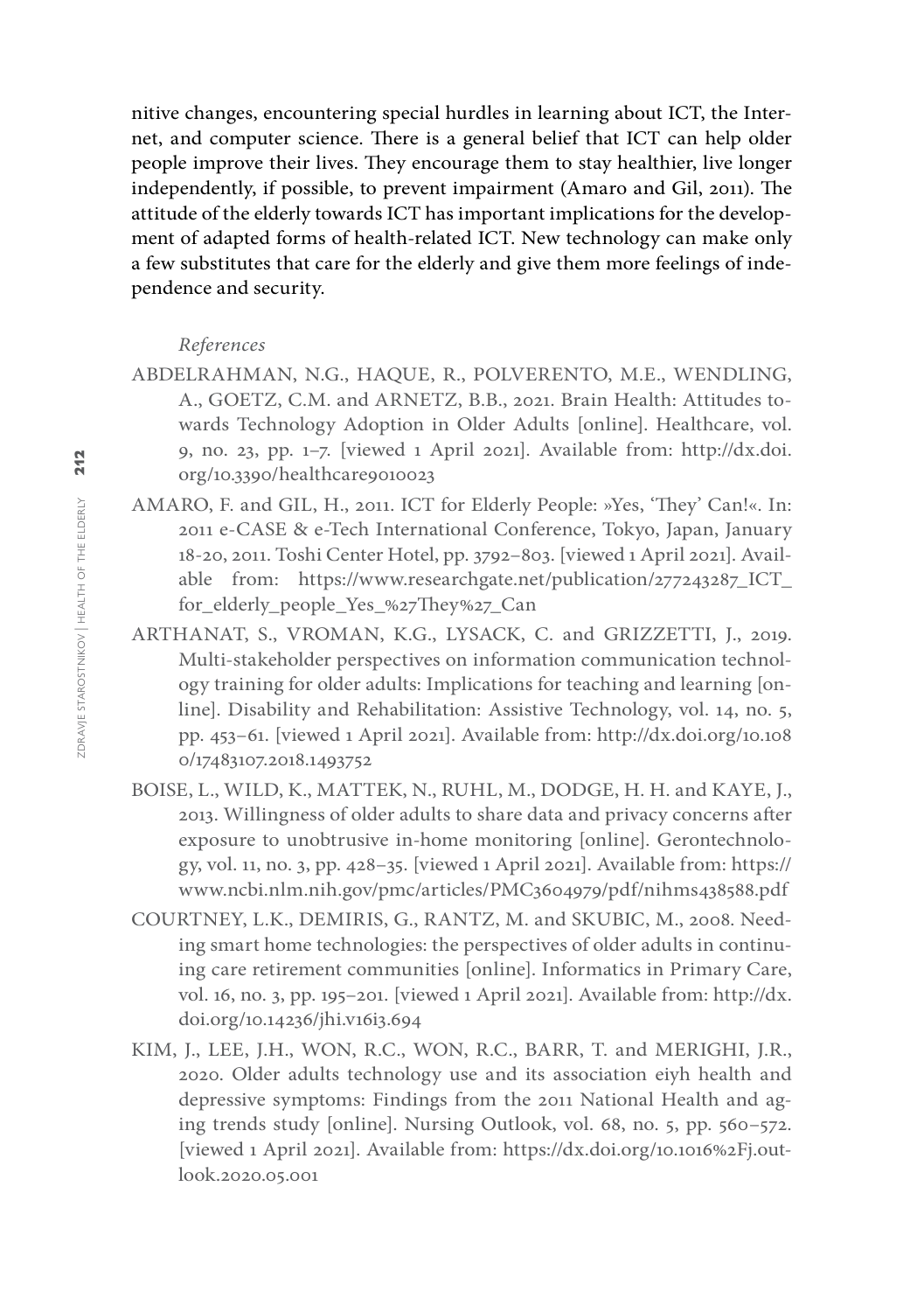nitive changes, encountering special hurdles in learning about ICT, the Internet, and computer science. There is a general belief that ICT can help older people improve their lives. They encourage them to stay healthier, live longer independently, if possible, to prevent impairment (Amaro and Gil, 2011). The attitude of the elderly towards ICT has important implications for the development of adapted forms of health-related ICT. New technology can make only a few substitutes that care for the elderly and give them more feelings of independence and security.

*References*

ABDELRAHMAN, N.G., HAQUE, R., POLVERENTO, M.E., WENDLING, A., GOETZ, C.M. and ARNETZ, B.B., 2021. Brain Health: Attitudes towards Technology Adoption in Older Adults [online]. Healthcare, vol. 9, no. 23, pp. 1–7. [viewed 1 April 2021]. Available from: http://dx.doi.org/10.3390/healthcare9010023

AMARO, F. and GIL, H., 2011. ICT for Elderly People: »Yes, 'They' Can!«. In: 2011 e-CASE & e-Tech International Conference, Tokyo, Japan, January 18-20, 2011. Toshi Center Hotel, pp. 3792–803. [viewed 1 April 2021]. Available from: https://www.researchgate.net/publication/277243287_ICT_for_elderly_people_Yes_%27They%27_Can

ARTHANAT, S., VROMAN, K.G., LYSACK, C. and GRIZZETTI, J., 2019. Multi-stakeholder perspectives on information communication technology training for older adults: Implications for teaching and learning [online]. Disability and Rehabilitation: Assistive Technology, vol. 14, no. 5, pp. 453–61. [viewed 1 April 2021]. Available from: http://dx.doi.org/10.1080/17483107.2018.1493752

BOISE, L., WILD, K., MATTEK, N., RUHL, M., DODGE, H. H. and KAYE, J., 2013. Willingness of older adults to share data and privacy concerns after exposure to unobtrusive in-home monitoring [online]. Gerontechnology, vol. 11, no. 3, pp. 428–35. [viewed 1 April 2021]. Available from: https://www.ncbi.nlm.nih.gov/pmc/articles/PMC3604979/pdf/nihms438588.pdf

COURTNEY, L.K., DEMIRIS, G., RANTZ, M. and SKUBIC, M., 2008. Needing smart home technologies: the perspectives of older adults in continuing care retirement communities [online]. Informatics in Primary Care, vol. 16, no. 3, pp. 195–201. [viewed 1 April 2021]. Available from: http://dx.doi.org/10.14236/jhi.v16i3.694

KIM, J., LEE, J.H., WON, R.C., WON, R.C., BARR, T. and MERIGHI, J.R., 2020. Older adults technology use and its association eiyh health and depressive symptoms: Findings from the 2011 National Health and aging trends study [online]. Nursing Outlook, vol. 68, no. 5, pp. 560–572. [viewed 1 April 2021]. Available from: https://dx.doi.org/10.1016%2Fj.outlook.2020.05.001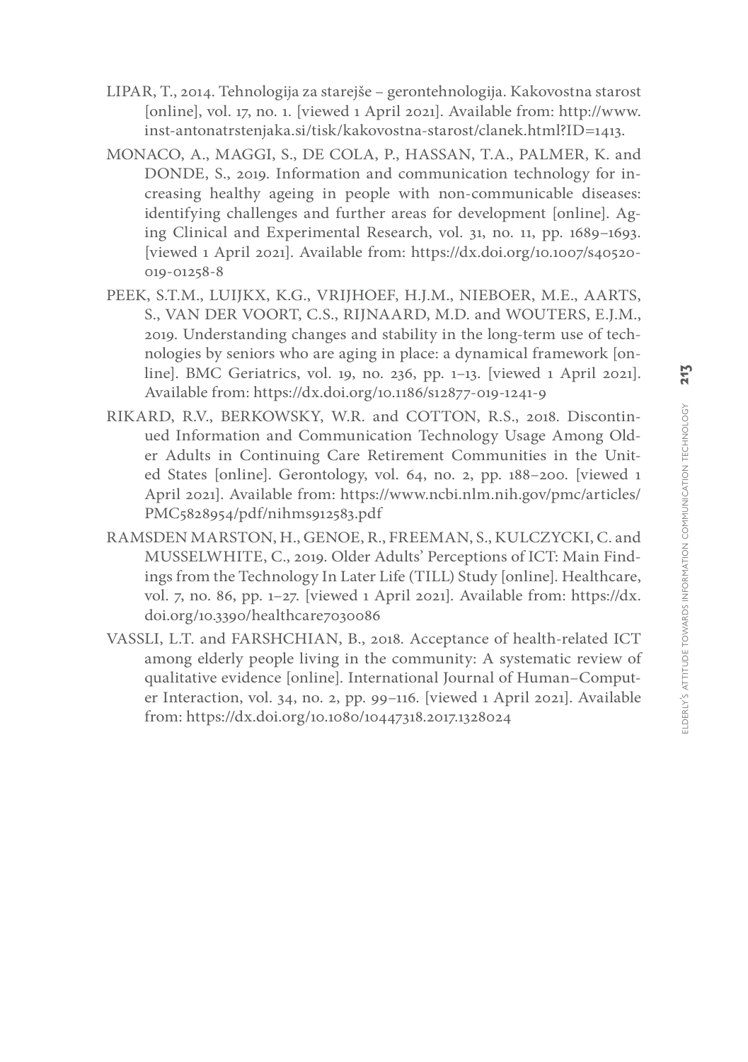LIPAR, T., 2014. Tehnologija za starejše – gerontehnologija. Kakovostna starost [online], vol. 17, no. 1. [viewed 1 April 2021]. Available from: http://www.inst-antonatrstenjaka.si/tisk/kakovostna-starost/clanek.html?ID=1413.

MONACO, A., MAGGI, S., DE COLA, P., HASSAN, T.A., PALMER, K. and DONDE, S., 2019. Information and communication technology for increasing healthy ageing in people with non-communicable diseases: identifying challenges and further areas for development [online]. Aging Clinical and Experimental Research, vol. 31, no. 11, pp. 1689–1693. [viewed 1 April 2021]. Available from: https://dx.doi.org/10.1007/s40520-019-01258-8

PEEK, S.T.M., LUIJKX, K.G., VRIJHOEF, H.J.M., NIEBOER, M.E., AARTS, S., VAN DER VOORT, C.S., RIJNAARD, M.D. and WOUTERS, E.J.M., 2019. Understanding changes and stability in the long-term use of technologies by seniors who are aging in place: a dynamical framework [online]. BMC Geriatrics, vol. 19, no. 236, pp. 1–13. [viewed 1 April 2021]. Available from: https://dx.doi.org/10.1186/s12877-019-1241-9

RIKARD, R.V., BERKOWSKY, W.R. and COTTON, R.S., 2018. Discontinued Information and Communication Technology Usage Among Older Adults in Continuing Care Retirement Communities in the United States [online]. Gerontology, vol. 64, no. 2, pp. 188–200. [viewed 1 April 2021]. Available from: https://www.ncbi.nlm.nih.gov/pmc/articles/PMC5828954/pdf/nihms912583.pdf

RAMSDEN MARSTON, H., GENOE, R., FREEMAN, S., KULCZYCKI, C. and MUSSELWHITE, C., 2019. Older Adults' Perceptions of ICT: Main Findings from the Technology In Later Life (TILL) Study [online]. Healthcare, vol. 7, no. 86, pp. 1–27. [viewed 1 April 2021]. Available from: https://dx.doi.org/10.3390/healthcare7030086

VASSLI, L.T. and FARSHCHIAN, B., 2018. Acceptance of health-related ICT among elderly people living in the community: A systematic review of qualitative evidence [online]. International Journal of Human–Computer Interaction, vol. 34, no. 2, pp. 99–116. [viewed 1 April 2021]. Available from: https://dx.doi.org/10.1080/10447318.2017.1328024